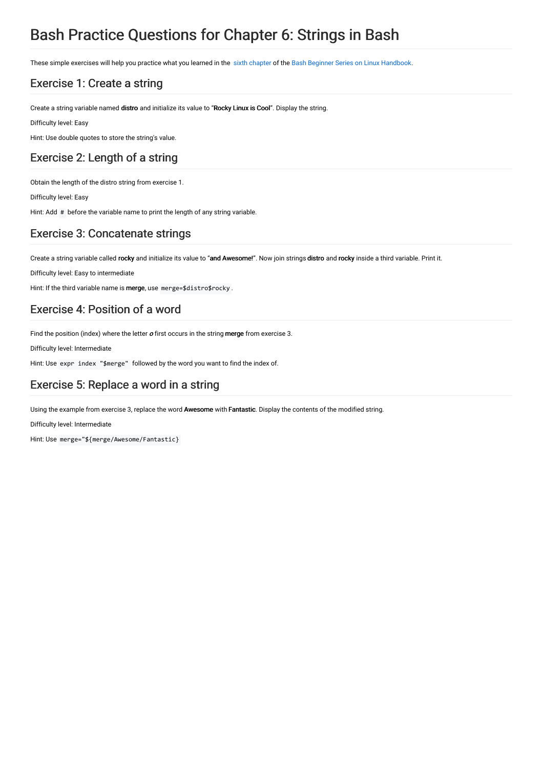# Bash Practice Questions for Chapter 6: Strings in Bash

These simple exercises will help you practice what you learned in the [sixth chapter]() of the [Bash Beginner Series on Linux Handbook]().

## Exercise 1: Create a string

Create a string variable named **distro** and initialize its value to "**Rocky Linux is Cool**". Display the string.

Difficulty level: Easy

Hint: Use double quotes to store the string's value.

## Exercise 2: Length of a string

Obtain the length of the distro string from exercise 1.

Difficulty level: Easy

Hint: Add `#` before the variable name to print the length of any string variable.

## Exercise 3: Concatenate strings

Create a string variable called **rocky** and initialize its value to "**and Awesome!**". Now join strings **distro** and **rocky** inside a third variable. Print it.

Difficulty level: Easy to intermediate

Hint: If the third variable name is **merge**, use `merge=$distro$rocky`.

## Exercise 4: Position of a word

Find the position (index) where the letter ***o*** first occurs in the string **merge** from exercise 3.

Difficulty level: Intermediate

Hint: Use `expr index "$merge"` followed by the word you want to find the index of.

## Exercise 5: Replace a word in a string

Using the example from exercise 3, replace the word **Awesome** with **Fantastic**. Display the contents of the modified string.

Difficulty level: Intermediate

Hint: Use `merge="${merge/Awesome/Fantastic}`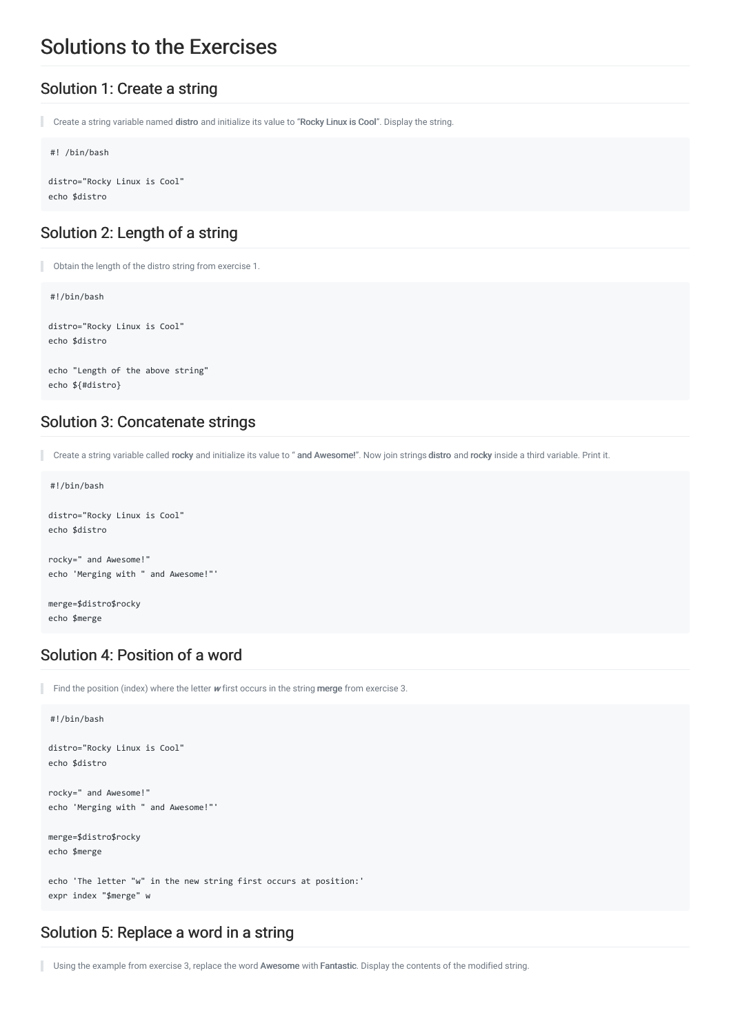# Solutions to the Exercises

## Solution 1: Create a string

> Create a string variable named **distro** and initialize its value to "**Rocky Linux is Cool**". Display the string.

```
 #! /bin/bash

distro="Rocky Linux is Cool"
echo $distro
```

## Solution 2: Length of a string

> Obtain the length of the distro string from exercise 1.

```
 #!/bin/bash

distro="Rocky Linux is Cool"
echo $distro

echo "Length of the above string"
echo ${#distro}
```

## Solution 3: Concatenate strings

> Create a string variable called **rocky** and initialize its value to " **and Awesome!**". Now join strings **distro** and **rocky** inside a third variable. Print it.

```
 #!/bin/bash

distro="Rocky Linux is Cool"
echo $distro

rocky=" and Awesome!"
echo 'Merging with " and Awesome!"'

merge=$distro$rocky
echo $merge
```

## Solution 4: Position of a word

> Find the position (index) where the letter ***w*** first occurs in the string **merge** from exercise 3.

```
 #!/bin/bash

distro="Rocky Linux is Cool"
echo $distro

rocky=" and Awesome!"
echo 'Merging with " and Awesome!"'

merge=$distro$rocky
echo $merge

echo 'The letter "w" in the new string first occurs at position:'
expr index "$merge" w
```

## Solution 5: Replace a word in a string

> Using the example from exercise 3, replace the word **Awesome** with **Fantastic**. Display the contents of the modified string.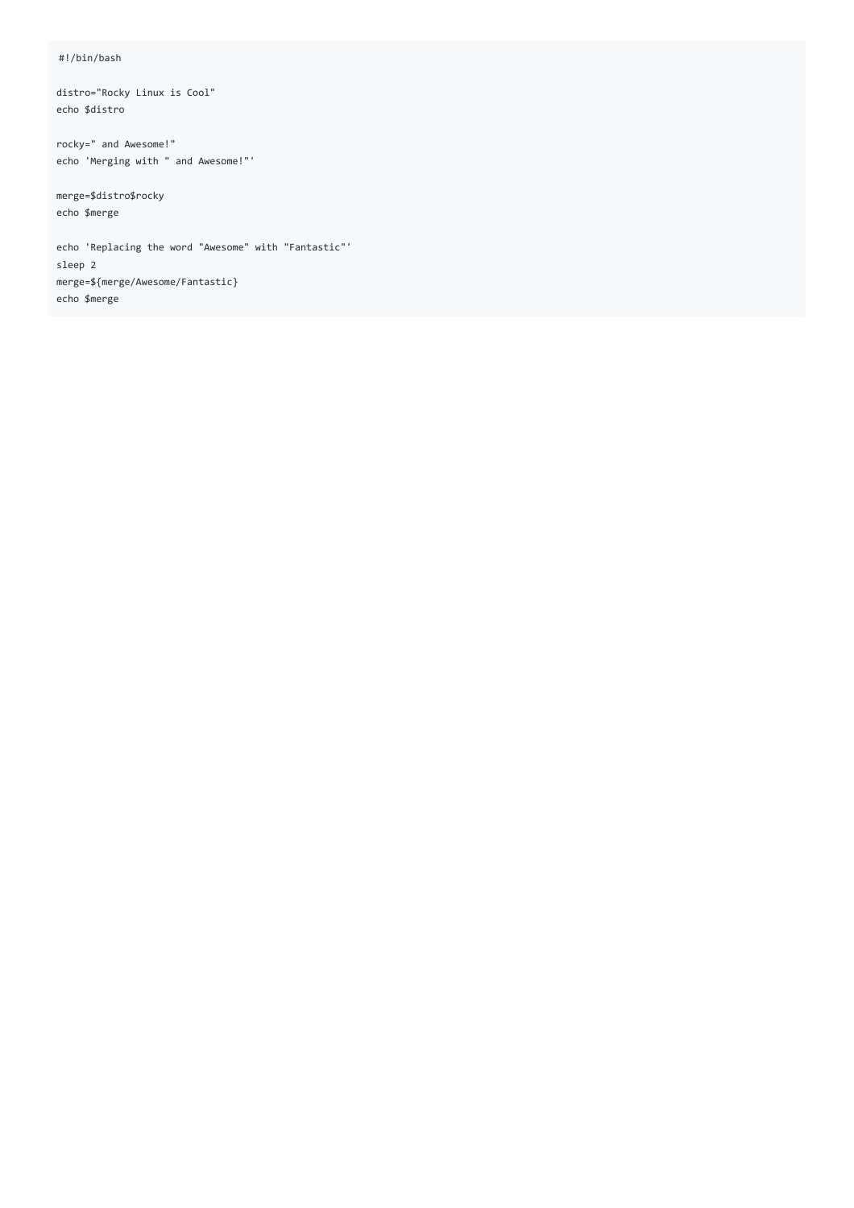```
#!/bin/bash

distro="Rocky Linux is Cool"
echo $distro

rocky=" and Awesome!"
echo 'Merging with " and Awesome!"'

merge=$distro$rocky
echo $merge

echo 'Replacing the word "Awesome" with "Fantastic"'
sleep 2
merge=${merge/Awesome/Fantastic}
echo $merge
```